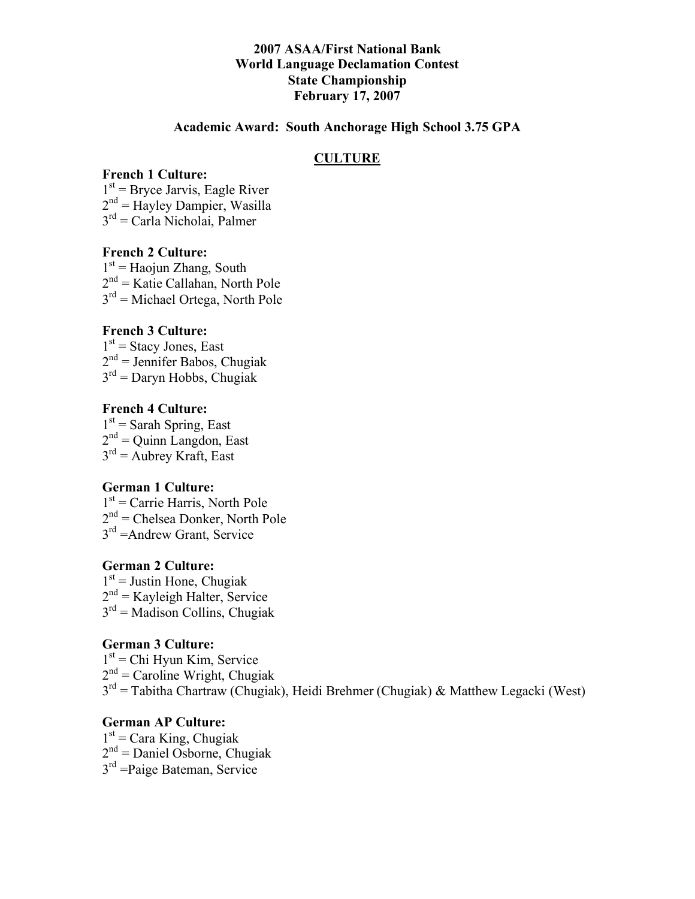**2007 ASAA/First National Bank**
**World Language Declamation Contest**
**State Championship**
**February 17, 2007**

**Academic Award: South Anchorage High School 3.75 GPA**

## CULTURE

**French 1 Culture:**
1st = Bryce Jarvis, Eagle River
2nd = Hayley Dampier, Wasilla
3rd = Carla Nicholai, Palmer

**French 2 Culture:**
1st = Haojun Zhang, South
2nd = Katie Callahan, North Pole
3rd = Michael Ortega, North Pole

**French 3 Culture:**
1st = Stacy Jones, East
2nd = Jennifer Babos, Chugiak
3rd = Daryn Hobbs, Chugiak

**French 4 Culture:**
1st = Sarah Spring, East
2nd = Quinn Langdon, East
3rd = Aubrey Kraft, East

**German 1 Culture:**
1st = Carrie Harris, North Pole
2nd = Chelsea Donker, North Pole
3rd =Andrew Grant, Service

**German 2 Culture:**
1st = Justin Hone, Chugiak
2nd = Kayleigh Halter, Service
3rd = Madison Collins, Chugiak

**German 3 Culture:**
1st = Chi Hyun Kim, Service
2nd = Caroline Wright, Chugiak
3rd = Tabitha Chartraw (Chugiak), Heidi Brehmer (Chugiak) & Matthew Legacki (West)

**German AP Culture:**
1st = Cara King, Chugiak
2nd = Daniel Osborne, Chugiak
3rd =Paige Bateman, Service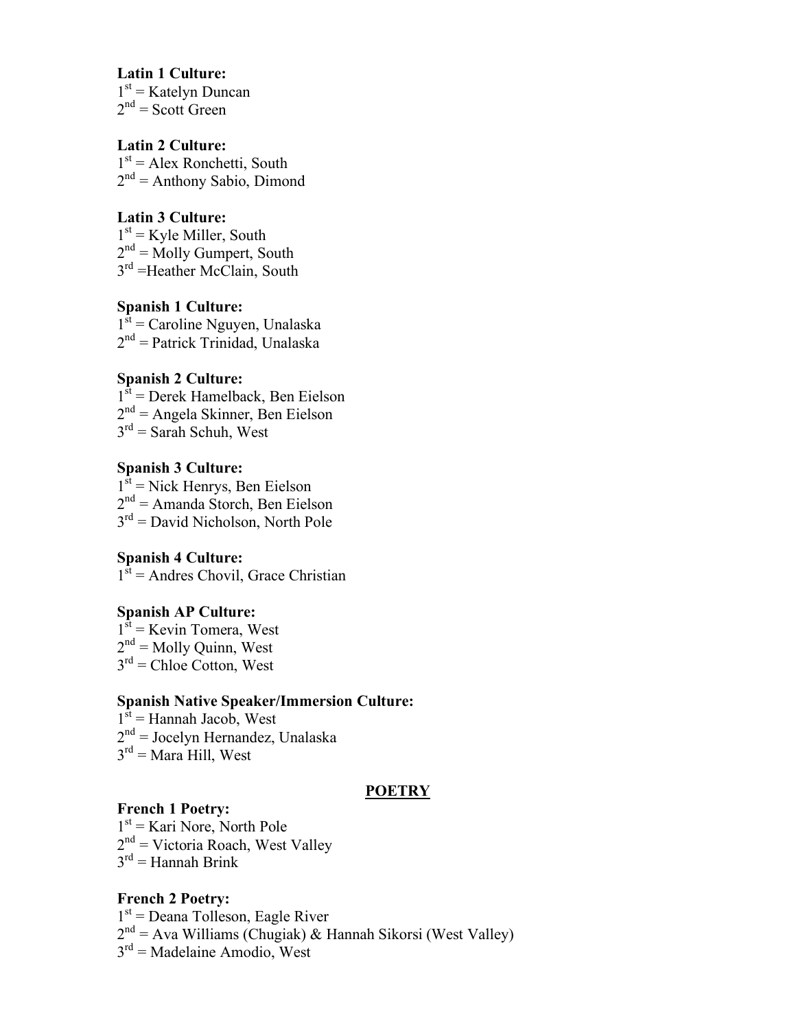**Latin 1 Culture:**
1st = Katelyn Duncan
2nd = Scott Green

**Latin 2 Culture:**
1st = Alex Ronchetti, South
2nd = Anthony Sabio, Dimond

**Latin 3 Culture:**
1st = Kyle Miller, South
2nd = Molly Gumpert, South
3rd =Heather McClain, South

**Spanish 1 Culture:**
1st = Caroline Nguyen, Unalaska
2nd = Patrick Trinidad, Unalaska

**Spanish 2 Culture:**
1st = Derek Hamelback, Ben Eielson
2nd = Angela Skinner, Ben Eielson
3rd = Sarah Schuh, West

**Spanish 3 Culture:**
1st = Nick Henrys, Ben Eielson
2nd = Amanda Storch, Ben Eielson
3rd = David Nicholson, North Pole

**Spanish 4 Culture:**
1st = Andres Chovil, Grace Christian

**Spanish AP Culture:**
1st = Kevin Tomera, West
2nd = Molly Quinn, West
3rd = Chloe Cotton, West

**Spanish Native Speaker/Immersion Culture:**
1st = Hannah Jacob, West
2nd = Jocelyn Hernandez, Unalaska
3rd = Mara Hill, West

## POETRY

**French 1 Poetry:**
1st = Kari Nore, North Pole
2nd = Victoria Roach, West Valley
3rd = Hannah Brink

**French 2 Poetry:**
1st = Deana Tolleson, Eagle River
2nd = Ava Williams (Chugiak) & Hannah Sikorsi (West Valley)
3rd = Madelaine Amodio, West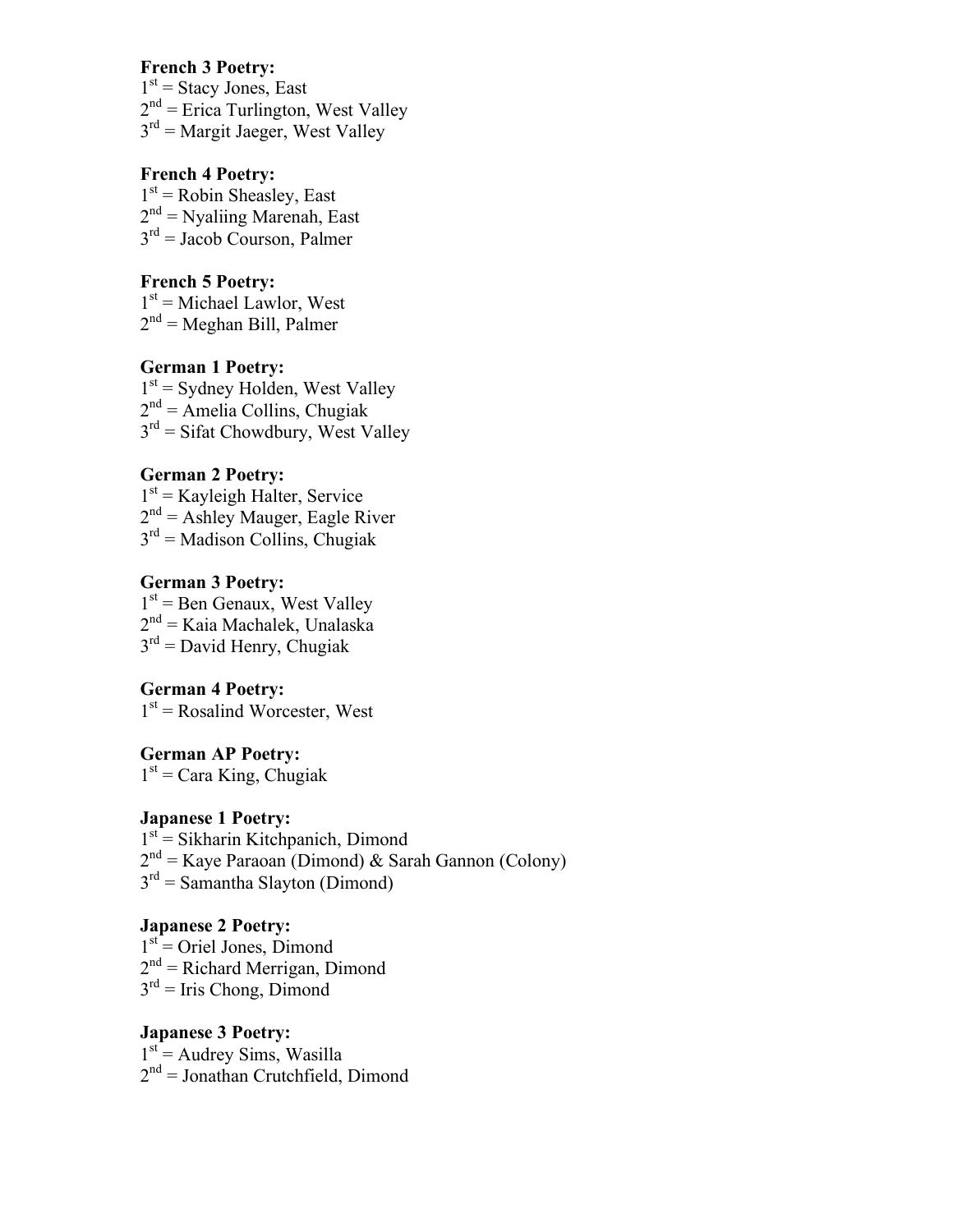**French 3 Poetry:**
1st = Stacy Jones, East
2nd = Erica Turlington, West Valley
3rd = Margit Jaeger, West Valley

**French 4 Poetry:**
1st = Robin Sheasley, East
2nd = Nyaliing Marenah, East
3rd = Jacob Courson, Palmer

**French 5 Poetry:**
1st = Michael Lawlor, West
2nd = Meghan Bill, Palmer

**German 1 Poetry:**
1st = Sydney Holden, West Valley
2nd = Amelia Collins, Chugiak
3rd = Sifat Chowdbury, West Valley

**German 2 Poetry:**
1st = Kayleigh Halter, Service
2nd = Ashley Mauger, Eagle River
3rd = Madison Collins, Chugiak

**German 3 Poetry:**
1st = Ben Genaux, West Valley
2nd = Kaia Machalek, Unalaska
3rd = David Henry, Chugiak

**German 4 Poetry:**
1st = Rosalind Worcester, West

**German AP Poetry:**
1st = Cara King, Chugiak

**Japanese 1 Poetry:**
1st = Sikharin Kitchpanich, Dimond
2nd = Kaye Paraoan (Dimond) & Sarah Gannon (Colony)
3rd = Samantha Slayton (Dimond)

**Japanese 2 Poetry:**
1st = Oriel Jones, Dimond
2nd = Richard Merrigan, Dimond
3rd = Iris Chong, Dimond

**Japanese 3 Poetry:**
1st = Audrey Sims, Wasilla
2nd = Jonathan Crutchfield, Dimond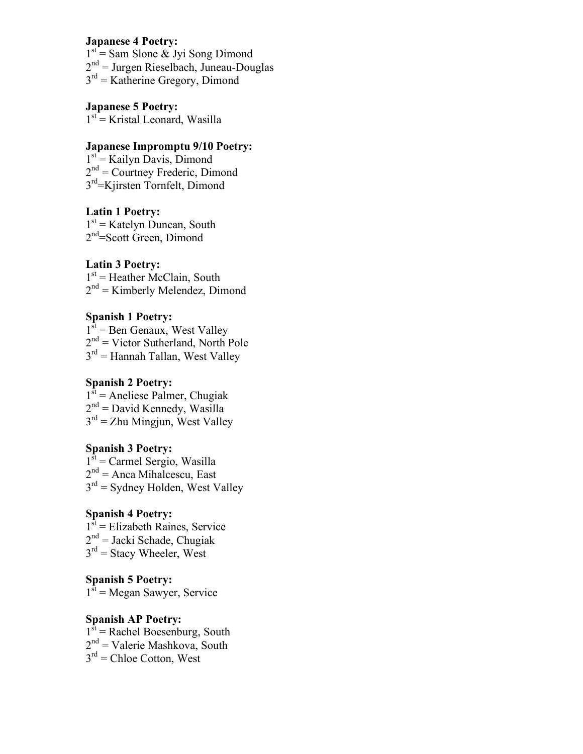**Japanese 4 Poetry:**
1st = Sam Slone & Jyi Song Dimond
2nd = Jurgen Rieselbach, Juneau-Douglas
3rd = Katherine Gregory, Dimond

**Japanese 5 Poetry:**
1st = Kristal Leonard, Wasilla

**Japanese Impromptu 9/10 Poetry:**
1st = Kailyn Davis, Dimond
2nd = Courtney Frederic, Dimond
3rd=Kjirsten Tornfelt, Dimond

**Latin 1 Poetry:**
1st = Katelyn Duncan, South
2nd=Scott Green, Dimond

**Latin 3 Poetry:**
1st = Heather McClain, South
2nd = Kimberly Melendez, Dimond

**Spanish 1 Poetry:**
1st = Ben Genaux, West Valley
2nd = Victor Sutherland, North Pole
3rd = Hannah Tallan, West Valley

**Spanish 2 Poetry:**
1st = Aneliese Palmer, Chugiak
2nd = David Kennedy, Wasilla
3rd = Zhu Mingjun, West Valley

**Spanish 3 Poetry:**
1st = Carmel Sergio, Wasilla
2nd = Anca Mihalcescu, East
3rd = Sydney Holden, West Valley

**Spanish 4 Poetry:**
1st = Elizabeth Raines, Service
2nd = Jacki Schade, Chugiak
3rd = Stacy Wheeler, West

**Spanish 5 Poetry:**
1st = Megan Sawyer, Service

**Spanish AP Poetry:**
1st = Rachel Boesenburg, South
2nd = Valerie Mashkova, South
3rd = Chloe Cotton, West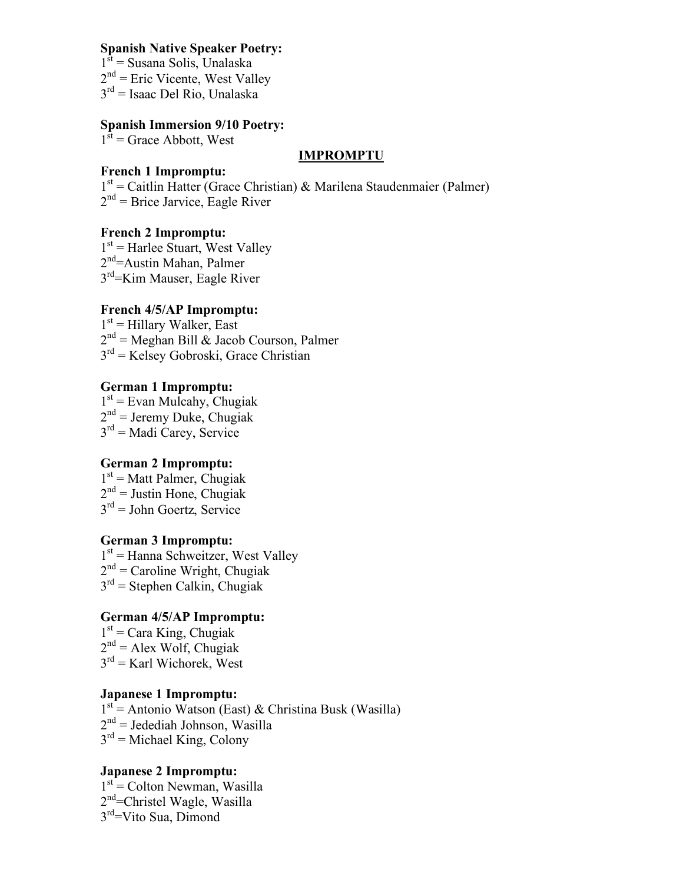**Spanish Native Speaker Poetry:**
1st = Susana Solis, Unalaska
2nd = Eric Vicente, West Valley
3rd = Isaac Del Rio, Unalaska

**Spanish Immersion 9/10 Poetry:**
1st = Grace Abbott, West

## IMPROMPTU

**French 1 Impromptu:**
1st = Caitlin Hatter (Grace Christian) & Marilena Staudenmaier (Palmer)
2nd = Brice Jarvice, Eagle River

**French 2 Impromptu:**
1st = Harlee Stuart, West Valley
2nd=Austin Mahan, Palmer
3rd=Kim Mauser, Eagle River

**French 4/5/AP Impromptu:**
1st = Hillary Walker, East
2nd = Meghan Bill & Jacob Courson, Palmer
3rd = Kelsey Gobroski, Grace Christian

**German 1 Impromptu:**
1st = Evan Mulcahy, Chugiak
2nd = Jeremy Duke, Chugiak
3rd = Madi Carey, Service

**German 2 Impromptu:**
1st = Matt Palmer, Chugiak
2nd = Justin Hone, Chugiak
3rd = John Goertz, Service

**German 3 Impromptu:**
1st = Hanna Schweitzer, West Valley
2nd = Caroline Wright, Chugiak
3rd = Stephen Calkin, Chugiak

**German 4/5/AP Impromptu:**
1st = Cara King, Chugiak
2nd = Alex Wolf, Chugiak
3rd = Karl Wichorek, West

**Japanese 1 Impromptu:**
1st = Antonio Watson (East) & Christina Busk (Wasilla)
2nd = Jedediah Johnson, Wasilla
3rd = Michael King, Colony

**Japanese 2 Impromptu:**
1st = Colton Newman, Wasilla
2nd=Christel Wagle, Wasilla
3rd=Vito Sua, Dimond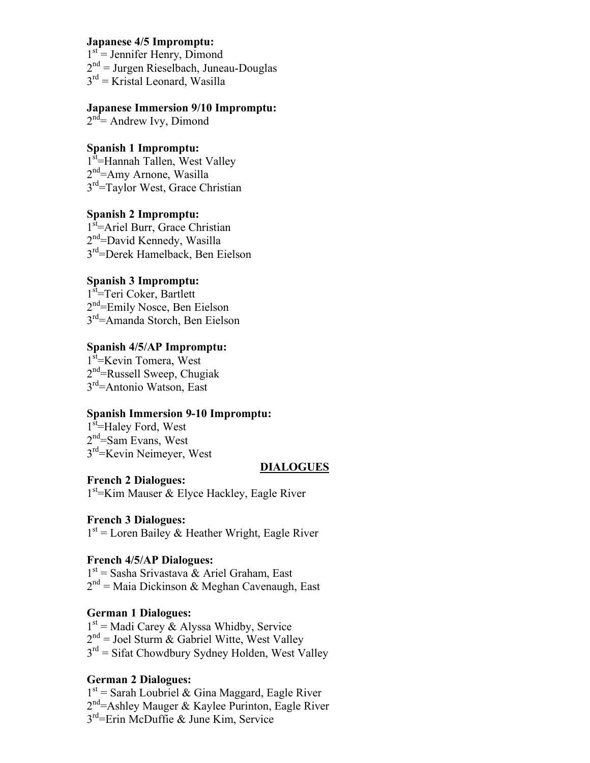**Japanese 4/5 Impromptu:**
1st = Jennifer Henry, Dimond
2nd = Jurgen Rieselbach, Juneau-Douglas
3rd = Kristal Leonard, Wasilla

**Japanese Immersion 9/10 Impromptu:**
2nd= Andrew Ivy, Dimond

**Spanish 1 Impromptu:**
1st=Hannah Tallen, West Valley
2nd=Amy Arnone, Wasilla
3rd=Taylor West, Grace Christian

**Spanish 2 Impromptu:**
1st=Ariel Burr, Grace Christian
2nd=David Kennedy, Wasilla
3rd=Derek Hamelback, Ben Eielson

**Spanish 3 Impromptu:**
1st=Teri Coker, Bartlett
2nd=Emily Nosce, Ben Eielson
3rd=Amanda Storch, Ben Eielson

**Spanish 4/5/AP Impromptu:**
1st=Kevin Tomera, West
2nd=Russell Sweep, Chugiak
3rd=Antonio Watson, East

**Spanish Immersion 9-10 Impromptu:**
1st=Haley Ford, West
2nd=Sam Evans, West
3rd=Kevin Neimeyer, West

## DIALOGUES

**French 2 Dialogues:**
1st=Kim Mauser & Elyce Hackley, Eagle River

**French 3 Dialogues:**
1st = Loren Bailey & Heather Wright, Eagle River

**French 4/5/AP Dialogues:**
1st = Sasha Srivastava & Ariel Graham, East
2nd = Maia Dickinson & Meghan Cavenaugh, East

**German 1 Dialogues:**
1st = Madi Carey & Alyssa Whidby, Service
2nd = Joel Sturm & Gabriel Witte, West Valley
3rd = Sifat Chowdbury Sydney Holden, West Valley

**German 2 Dialogues:**
1st = Sarah Loubriel & Gina Maggard, Eagle River
2nd=Ashley Mauger & Kaylee Purinton, Eagle River
3rd=Erin McDuffie & June Kim, Service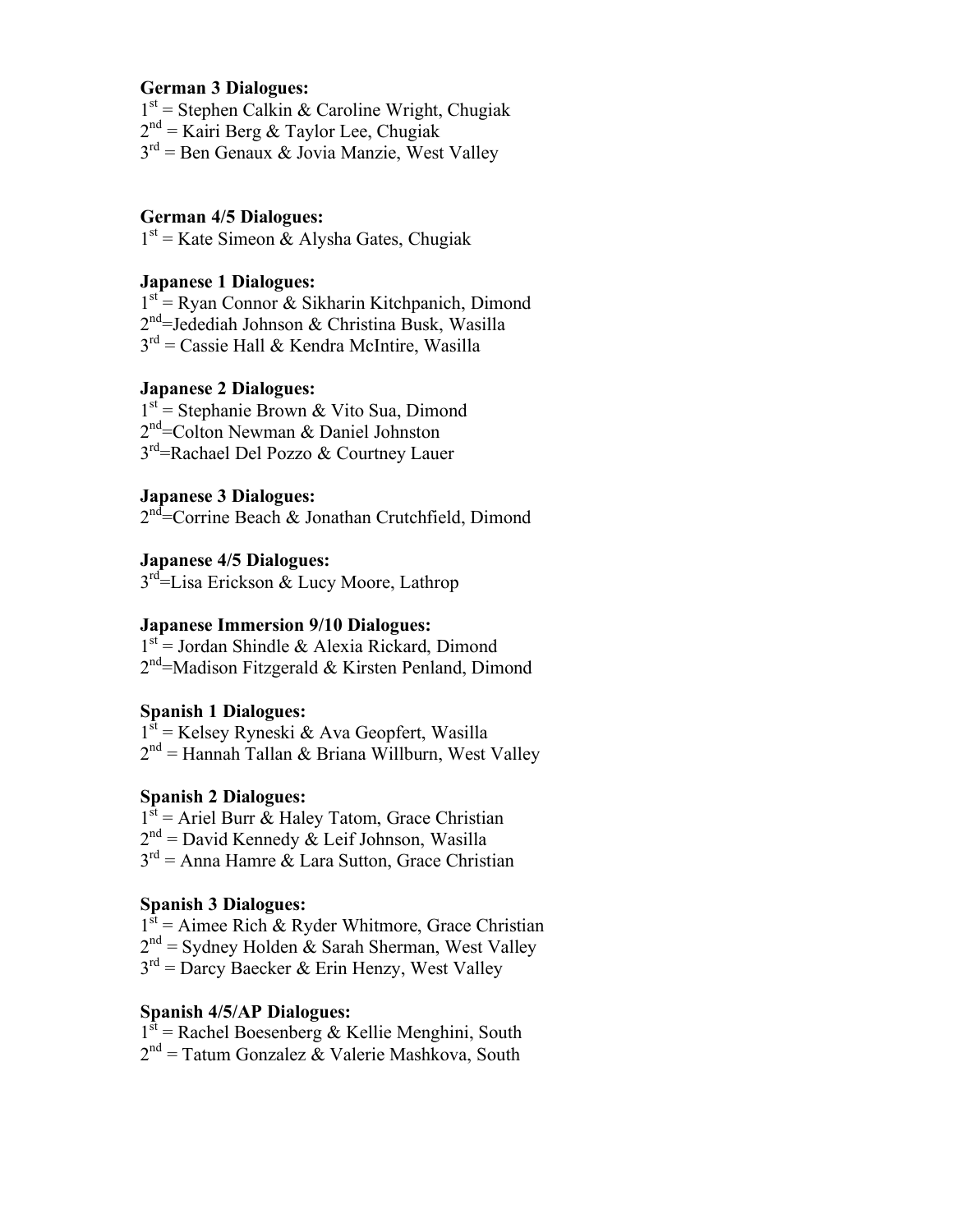**German 3 Dialogues:**
1st = Stephen Calkin & Caroline Wright, Chugiak
2nd = Kairi Berg & Taylor Lee, Chugiak
3rd = Ben Genaux & Jovia Manzie, West Valley

**German 4/5 Dialogues:**
1st = Kate Simeon & Alysha Gates, Chugiak

**Japanese 1 Dialogues:**
1st = Ryan Connor & Sikharin Kitchpanich, Dimond
2nd=Jedediah Johnson & Christina Busk, Wasilla
3rd = Cassie Hall & Kendra McIntire, Wasilla

**Japanese 2 Dialogues:**
1st = Stephanie Brown & Vito Sua, Dimond
2nd=Colton Newman & Daniel Johnston
3rd=Rachael Del Pozzo & Courtney Lauer

**Japanese 3 Dialogues:**
2nd=Corrine Beach & Jonathan Crutchfield, Dimond

**Japanese 4/5 Dialogues:**
3rd=Lisa Erickson & Lucy Moore, Lathrop

**Japanese Immersion 9/10 Dialogues:**
1st = Jordan Shindle & Alexia Rickard, Dimond
2nd=Madison Fitzgerald & Kirsten Penland, Dimond

**Spanish 1 Dialogues:**
1st = Kelsey Ryneski & Ava Geopfert, Wasilla
2nd = Hannah Tallan & Briana Willburn, West Valley

**Spanish 2 Dialogues:**
1st = Ariel Burr & Haley Tatom, Grace Christian
2nd = David Kennedy & Leif Johnson, Wasilla
3rd = Anna Hamre & Lara Sutton, Grace Christian

**Spanish 3 Dialogues:**
1st = Aimee Rich & Ryder Whitmore, Grace Christian
2nd = Sydney Holden & Sarah Sherman, West Valley
3rd = Darcy Baecker & Erin Henzy, West Valley

**Spanish 4/5/AP Dialogues:**
1st = Rachel Boesenberg & Kellie Menghini, South
2nd = Tatum Gonzalez & Valerie Mashkova, South